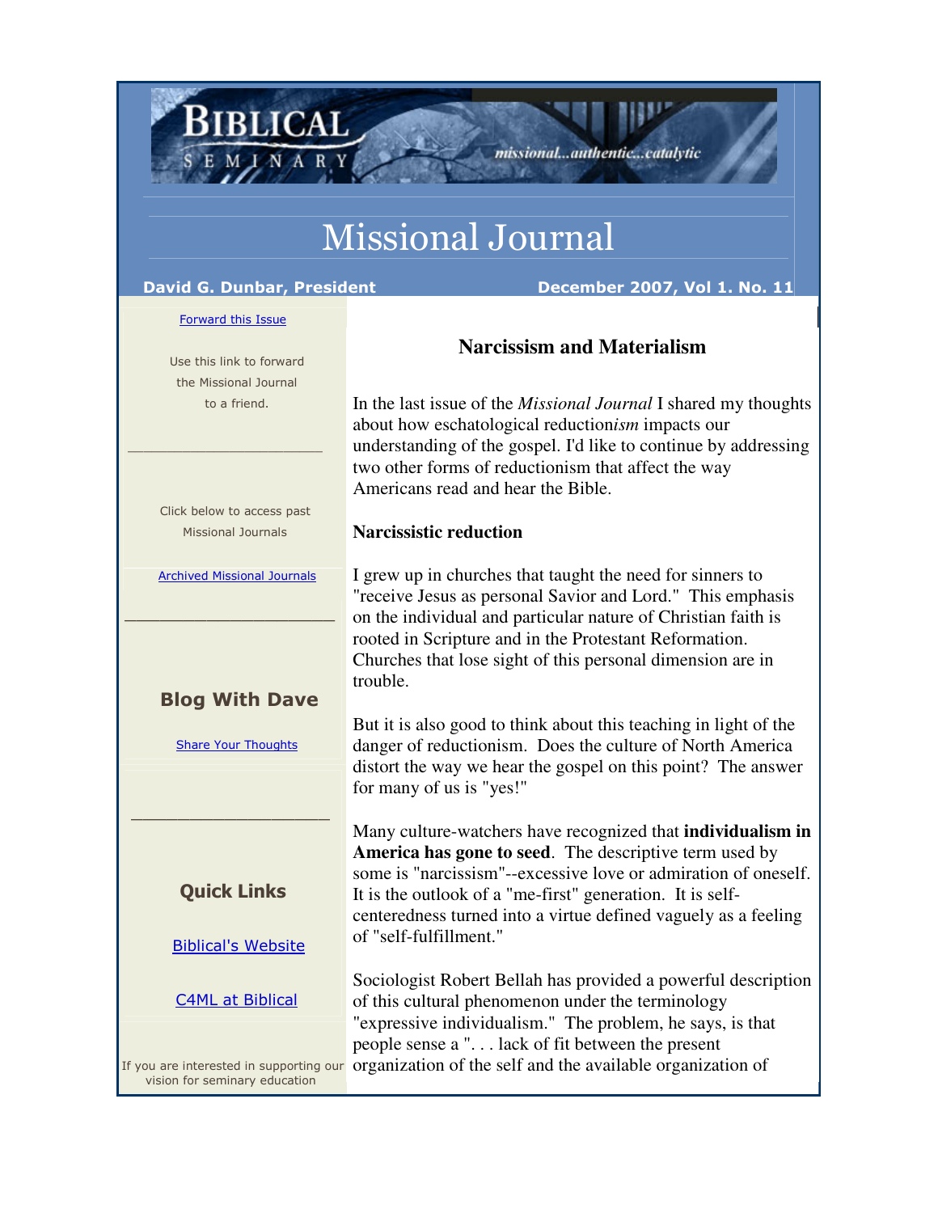# Missional Journal

**David G. Dunbar, President** — **December 2007, Vol 1. No. 11**

Forward this Issue

Use this link to forward the Missional Journal to a friend.

Click below to access past Missional Journals

Archived Missional Journals

**Blog With Dave**

Share Your Thoughts

**Quick Links**

Biblical's Website

C4ML at Biblical

If you are interested in supporting our vision for seminary education

## Narcissism and Materialism

In the last issue of the *Missional Journal* I shared my thoughts about how eschatological reduction*ism* impacts our understanding of the gospel. I'd like to continue by addressing two other forms of reductionism that affect the way Americans read and hear the Bible.

### Narcissistic reduction

I grew up in churches that taught the need for sinners to "receive Jesus as personal Savior and Lord." This emphasis on the individual and particular nature of Christian faith is rooted in Scripture and in the Protestant Reformation. Churches that lose sight of this personal dimension are in trouble.

But it is also good to think about this teaching in light of the danger of reductionism. Does the culture of North America distort the way we hear the gospel on this point? The answer for many of us is "yes!"

Many culture-watchers have recognized that **individualism in America has gone to seed**. The descriptive term used by some is "narcissism"--excessive love or admiration of oneself. It is the outlook of a "me-first" generation. It is self-centeredness turned into a virtue defined vaguely as a feeling of "self-fulfillment."

Sociologist Robert Bellah has provided a powerful description of this cultural phenomenon under the terminology "expressive individualism." The problem, he says, is that people sense a ". . . lack of fit between the present organization of the self and the available organization of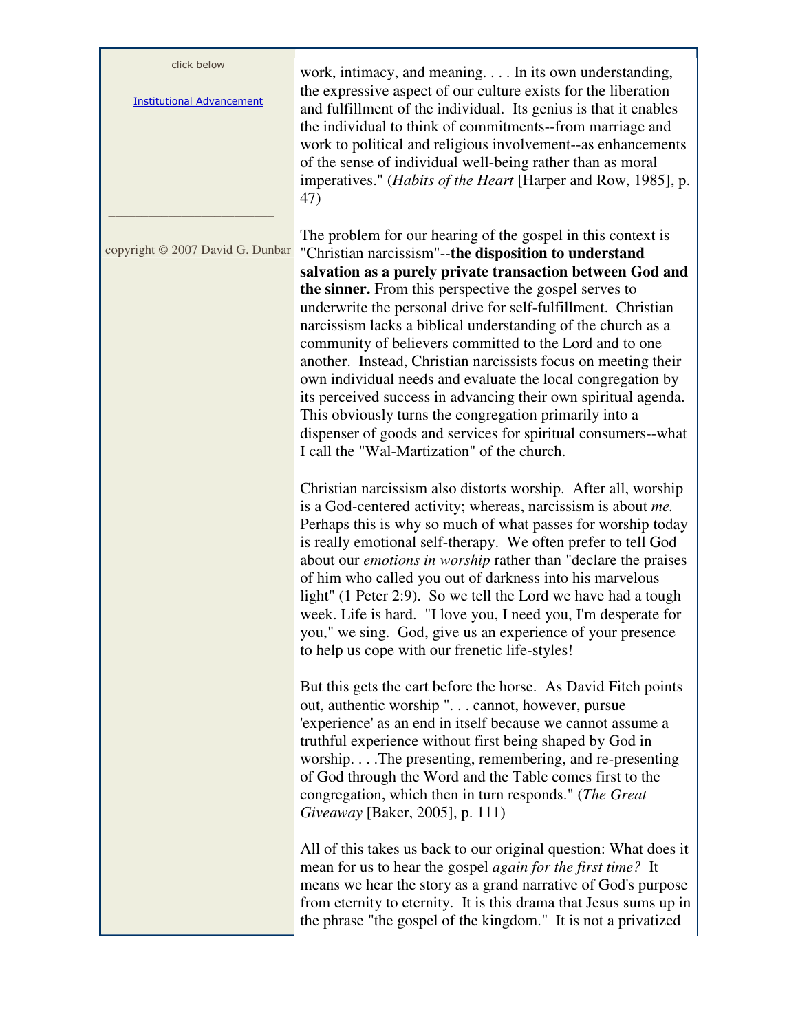work, intimacy, and meaning. . . . In its own understanding, the expressive aspect of our culture exists for the liberation and fulfillment of the individual. Its genius is that it enables the individual to think of commitments--from marriage and work to political and religious involvement--as enhancements of the sense of individual well-being rather than as moral imperatives." (*Habits of the Heart* [Harper and Row, 1985], p. 47)

The problem for our hearing of the gospel in this context is "Christian narcissism"--**the disposition to understand salvation as a purely private transaction between God and the sinner.** From this perspective the gospel serves to underwrite the personal drive for self-fulfillment. Christian narcissism lacks a biblical understanding of the church as a community of believers committed to the Lord and to one another. Instead, Christian narcissists focus on meeting their own individual needs and evaluate the local congregation by its perceived success in advancing their own spiritual agenda. This obviously turns the congregation primarily into a dispenser of goods and services for spiritual consumers--what I call the "Wal-Martization" of the church.

Christian narcissism also distorts worship. After all, worship is a God-centered activity; whereas, narcissism is about *me.* Perhaps this is why so much of what passes for worship today is really emotional self-therapy. We often prefer to tell God about our *emotions in worship* rather than "declare the praises of him who called you out of darkness into his marvelous light" (1 Peter 2:9). So we tell the Lord we have had a tough week. Life is hard. "I love you, I need you, I'm desperate for you," we sing. God, give us an experience of your presence to help us cope with our frenetic life-styles!

But this gets the cart before the horse. As David Fitch points out, authentic worship ". . . cannot, however, pursue 'experience' as an end in itself because we cannot assume a truthful experience without first being shaped by God in worship. . . .The presenting, remembering, and re-presenting of God through the Word and the Table comes first to the congregation, which then in turn responds." (*The Great Giveaway* [Baker, 2005], p. 111)

All of this takes us back to our original question: What does it mean for us to hear the gospel *again for the first time?* It means we hear the story as a grand narrative of God's purpose from eternity to eternity. It is this drama that Jesus sums up in the phrase "the gospel of the kingdom." It is not a privatized

click below

Institutional Advancement

copyright © 2007 David G. Dunbar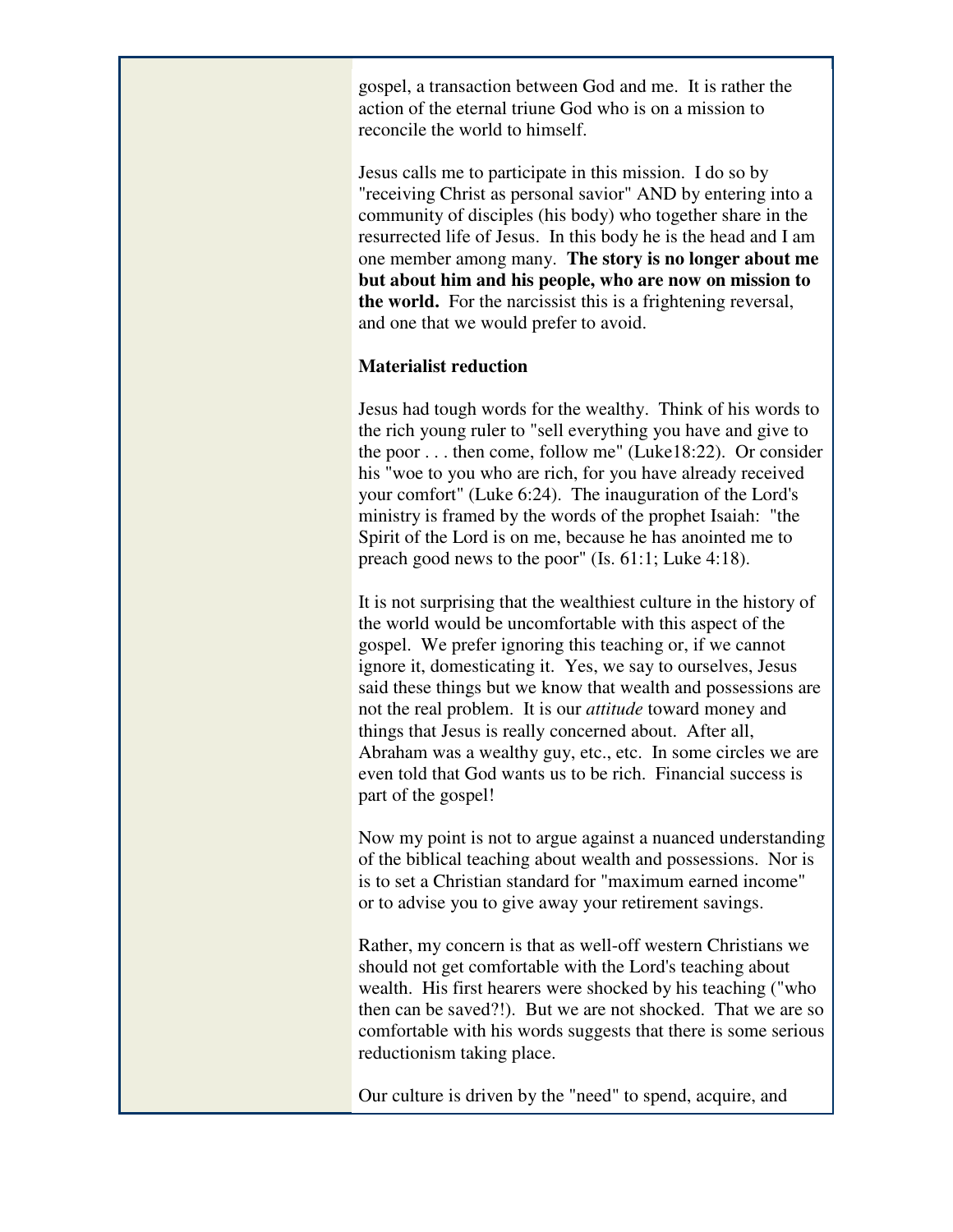gospel, a transaction between God and me. It is rather the action of the eternal triune God who is on a mission to reconcile the world to himself.

Jesus calls me to participate in this mission. I do so by "receiving Christ as personal savior" AND by entering into a community of disciples (his body) who together share in the resurrected life of Jesus. In this body he is the head and I am one member among many. **The story is no longer about me but about him and his people, who are now on mission to the world.** For the narcissist this is a frightening reversal, and one that we would prefer to avoid.

**Materialist reduction**

Jesus had tough words for the wealthy. Think of his words to the rich young ruler to "sell everything you have and give to the poor . . . then come, follow me" (Luke18:22). Or consider his "woe to you who are rich, for you have already received your comfort" (Luke 6:24). The inauguration of the Lord's ministry is framed by the words of the prophet Isaiah: "the Spirit of the Lord is on me, because he has anointed me to preach good news to the poor" (Is. 61:1; Luke 4:18).

It is not surprising that the wealthiest culture in the history of the world would be uncomfortable with this aspect of the gospel. We prefer ignoring this teaching or, if we cannot ignore it, domesticating it. Yes, we say to ourselves, Jesus said these things but we know that wealth and possessions are not the real problem. It is our *attitude* toward money and things that Jesus is really concerned about. After all, Abraham was a wealthy guy, etc., etc. In some circles we are even told that God wants us to be rich. Financial success is part of the gospel!

Now my point is not to argue against a nuanced understanding of the biblical teaching about wealth and possessions. Nor is is to set a Christian standard for "maximum earned income" or to advise you to give away your retirement savings.

Rather, my concern is that as well-off western Christians we should not get comfortable with the Lord's teaching about wealth. His first hearers were shocked by his teaching ("who then can be saved?!). But we are not shocked. That we are so comfortable with his words suggests that there is some serious reductionism taking place.

Our culture is driven by the "need" to spend, acquire, and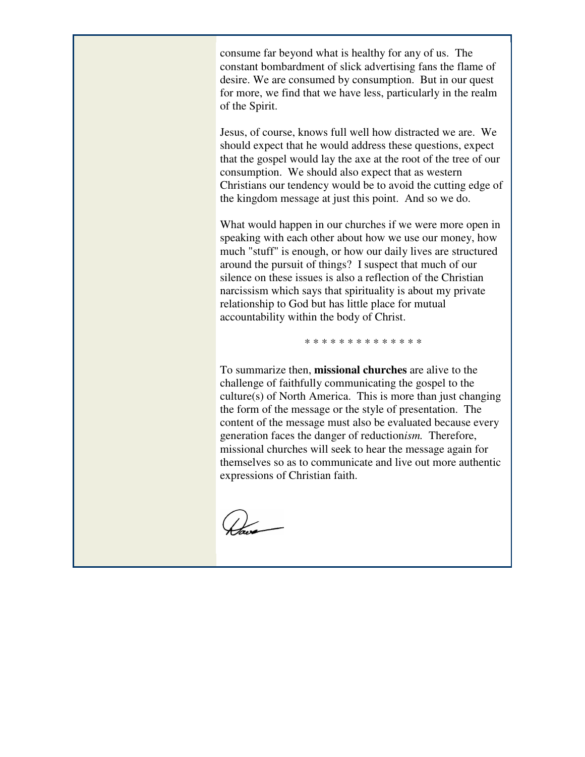consume far beyond what is healthy for any of us. The constant bombardment of slick advertising fans the flame of desire. We are consumed by consumption. But in our quest for more, we find that we have less, particularly in the realm of the Spirit.

Jesus, of course, knows full well how distracted we are. We should expect that he would address these questions, expect that the gospel would lay the axe at the root of the tree of our consumption. We should also expect that as western Christians our tendency would be to avoid the cutting edge of the kingdom message at just this point. And so we do.

What would happen in our churches if we were more open in speaking with each other about how we use our money, how much "stuff" is enough, or how our daily lives are structured around the pursuit of things? I suspect that much of our silence on these issues is also a reflection of the Christian narcissism which says that spirituality is about my private relationship to God but has little place for mutual accountability within the body of Christ.

* * * * * * * * * * * * * *

To summarize then, **missional churches** are alive to the challenge of faithfully communicating the gospel to the culture(s) of North America. This is more than just changing the form of the message or the style of presentation. The content of the message must also be evaluated because every generation faces the danger of reduction*ism.* Therefore, missional churches will seek to hear the message again for themselves so as to communicate and live out more authentic expressions of Christian faith.

Dave